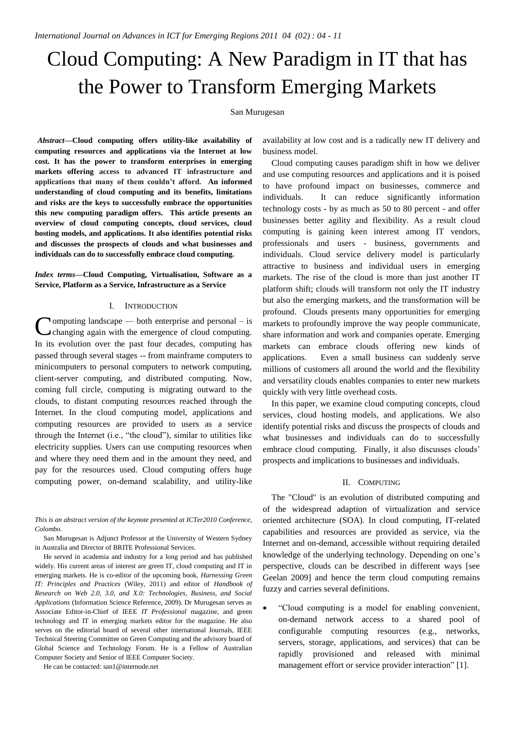# Cloud Computing: A New Paradigm in IT that has the Power to Transform Emerging Markets

San Murugesan

***Abstract*—Cloud computing offers utility-like availability of computing resources and applications via the Internet at low cost. It has the power to transform enterprises in emerging markets offering access to advanced IT infrastructure and applications that many of them couldn't afford. An informed understanding of cloud computing and its benefits, limitations and risks are the keys to successfully embrace the opportunities this new computing paradigm offers. This article presents an overview of cloud computing concepts, cloud services, cloud hosting models, and applications. It also identifies potential risks and discusses the prospects of clouds and what businesses and individuals can do to successfully embrace cloud computing.**

***Index terms*—Cloud Computing, Virtualisation, Software as a Service, Platform as a Service, Infrastructure as a Service**

## I. Introduction

Computing landscape — both enterprise and personal – is changing again with the emergence of cloud computing. In its evolution over the past four decades, computing has passed through several stages -- from mainframe computers to minicomputers to personal computers to network computing, client-server computing, and distributed computing. Now, coming full circle, computing is migrating outward to the clouds, to distant computing resources reached through the Internet. In the cloud computing model, applications and computing resources are provided to users as a service through the Internet (i.e., "the cloud"), similar to utilities like electricity supplies. Users can use computing resources when and where they need them and in the amount they need, and pay for the resources used. Cloud computing offers huge computing power, on-demand scalability, and utility-like availability at low cost and is a radically new IT delivery and business model.

Cloud computing causes paradigm shift in how we deliver and use computing resources and applications and it is poised to have profound impact on businesses, commerce and individuals. It can reduce significantly information technology costs - by as much as 50 to 80 percent - and offer businesses better agility and flexibility. As a result cloud computing is gaining keen interest among IT vendors, professionals and users - business, governments and individuals. Cloud service delivery model is particularly attractive to business and individual users in emerging markets. The rise of the cloud is more than just another IT platform shift; clouds will transform not only the IT industry but also the emerging markets, and the transformation will be profound. Clouds presents many opportunities for emerging markets to profoundly improve the way people communicate, share information and work and companies operate. Emerging markets can embrace clouds offering new kinds of applications. Even a small business can suddenly serve millions of customers all around the world and the flexibility and versatility clouds enables companies to enter new markets quickly with very little overhead costs.

In this paper, we examine cloud computing concepts, cloud services, cloud hosting models, and applications. We also identify potential risks and discuss the prospects of clouds and what businesses and individuals can do to successfully embrace cloud computing. Finally, it also discusses clouds' prospects and implications to businesses and individuals.

## II. Computing

The "Cloud" is an evolution of distributed computing and of the widespread adaption of virtualization and service oriented architecture (SOA). In cloud computing, IT-related capabilities and resources are provided as service, via the Internet and on-demand, accessible without requiring detailed knowledge of the underlying technology. Depending on one's perspective, clouds can be described in different ways [see Geelan 2009] and hence the term cloud computing remains fuzzy and carries several definitions.

- "Cloud computing is a model for enabling convenient, on-demand network access to a shared pool of configurable computing resources (e.g., networks, servers, storage, applications, and services) that can be rapidly provisioned and released with minimal management effort or service provider interaction" [1].

*This is an abstract version of the keynote presented at ICTer2010 Conference, Colombo.*

San Murugesan is Adjunct Professor at the University of Western Sydney in Australia and Director of BRITE Professional Services.

He served in academia and industry for a long period and has published widely. His current areas of interest are green IT, cloud computing and IT in emerging markets. He is co-editor of the upcoming book, *Harnessing Green IT: Principles and Practices* (Wiley, 2011) and editor of *Handbook of Research on Web 2.0, 3.0, and X.0: Technologies, Business, and Social Applications* (Information Science Reference, 2009). Dr Murugesan serves as Associate Editor-in-Chief of IEEE *IT Professional* magazine, and green technology and IT in emerging markets editor for the magazine. He also serves on the editorial board of several other international Journals, IEEE Technical Steering Committee on Green Computing and the advisory board of Global Science and Technology Forum. He is a Fellow of Australian Computer Society and Senior of IEEE Computer Society.

He can be contacted: san1@internode.net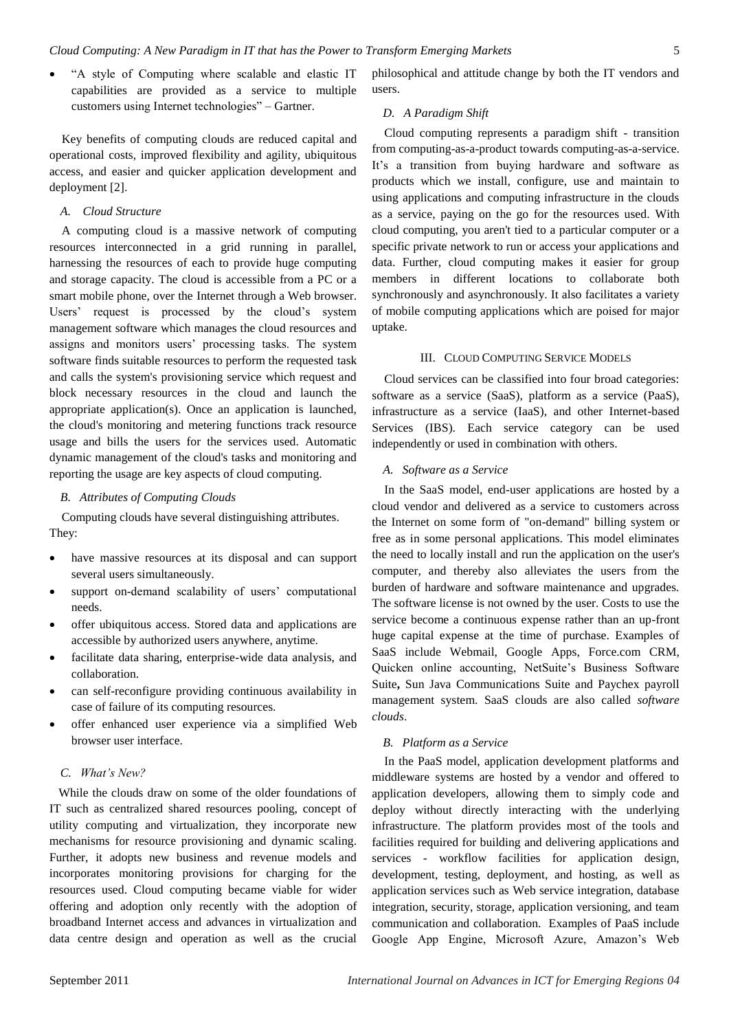- "A style of Computing where scalable and elastic IT capabilities are provided as a service to multiple customers using Internet technologies" – Gartner.

Key benefits of computing clouds are reduced capital and operational costs, improved flexibility and agility, ubiquitous access, and easier and quicker application development and deployment [2].

### *A. Cloud Structure*

A computing cloud is a massive network of computing resources interconnected in a grid running in parallel, harnessing the resources of each to provide huge computing and storage capacity. The cloud is accessible from a PC or a smart mobile phone, over the Internet through a Web browser. Users' request is processed by the cloud's system management software which manages the cloud resources and assigns and monitors users' processing tasks. The system software finds suitable resources to perform the requested task and calls the system's provisioning service which request and block necessary resources in the cloud and launch the appropriate application(s). Once an application is launched, the cloud's monitoring and metering functions track resource usage and bills the users for the services used. Automatic dynamic management of the cloud's tasks and monitoring and reporting the usage are key aspects of cloud computing.

### *B. Attributes of Computing Clouds*

Computing clouds have several distinguishing attributes. They:

- have massive resources at its disposal and can support several users simultaneously.
- support on-demand scalability of users' computational needs.
- offer ubiquitous access. Stored data and applications are accessible by authorized users anywhere, anytime.
- facilitate data sharing, enterprise-wide data analysis, and collaboration.
- can self-reconfigure providing continuous availability in case of failure of its computing resources.
- offer enhanced user experience via a simplified Web browser user interface.

### *C. What's New?*

While the clouds draw on some of the older foundations of IT such as centralized shared resources pooling, concept of utility computing and virtualization, they incorporate new mechanisms for resource provisioning and dynamic scaling. Further, it adopts new business and revenue models and incorporates monitoring provisions for charging for the resources used. Cloud computing became viable for wider offering and adoption only recently with the adoption of broadband Internet access and advances in virtualization and data centre design and operation as well as the crucial philosophical and attitude change by both the IT vendors and users.

### *D. A Paradigm Shift*

Cloud computing represents a paradigm shift - transition from computing-as-a-product towards computing-as-a-service. It's a transition from buying hardware and software as products which we install, configure, use and maintain to using applications and computing infrastructure in the clouds as a service, paying on the go for the resources used. With cloud computing, you aren't tied to a particular computer or a specific private network to run or access your applications and data. Further, cloud computing makes it easier for group members in different locations to collaborate both synchronously and asynchronously. It also facilitates a variety of mobile computing applications which are poised for major uptake.

## III. Cloud Computing Service Models

Cloud services can be classified into four broad categories: software as a service (SaaS), platform as a service (PaaS), infrastructure as a service (IaaS), and other Internet-based Services (IBS). Each service category can be used independently or used in combination with others.

### *A. Software as a Service*

In the SaaS model, end-user applications are hosted by a cloud vendor and delivered as a service to customers across the Internet on some form of "on-demand" billing system or free as in some personal applications. This model eliminates the need to locally install and run the application on the user's computer, and thereby also alleviates the users from the burden of hardware and software maintenance and upgrades. The software license is not owned by the user. Costs to use the service become a continuous expense rather than an up-front huge capital expense at the time of purchase. Examples of SaaS include Webmail, Google Apps, Force.com CRM, Quicken online accounting, NetSuite's Business Software Suite, Sun Java Communications Suite and Paychex payroll management system. SaaS clouds are also called *software clouds*.

### *B. Platform as a Service*

In the PaaS model, application development platforms and middleware systems are hosted by a vendor and offered to application developers, allowing them to simply code and deploy without directly interacting with the underlying infrastructure. The platform provides most of the tools and facilities required for building and delivering applications and services - workflow facilities for application design, development, testing, deployment, and hosting, as well as application services such as Web service integration, database integration, security, storage, application versioning, and team communication and collaboration. Examples of PaaS include Google App Engine, Microsoft Azure, Amazon's Web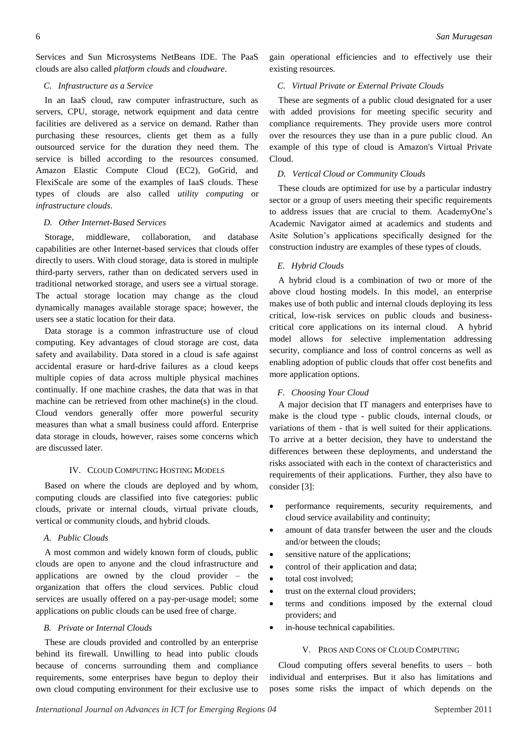Services and Sun Microsystems NetBeans IDE. The PaaS clouds are also called *platform clouds* and *cloudware*.

### C. Infrastructure as a Service

In an IaaS cloud, raw computer infrastructure, such as servers, CPU, storage, network equipment and data centre facilities are delivered as a service on demand. Rather than purchasing these resources, clients get them as a fully outsourced service for the duration they need them. The service is billed according to the resources consumed. Amazon Elastic Compute Cloud (EC2), GoGrid, and FlexiScale are some of the examples of IaaS clouds. These types of clouds are also called *utility computing* or *infrastructure clouds*.

### D. Other Internet-Based Services

Storage, middleware, collaboration, and database capabilities are other Internet-based services that clouds offer directly to users. With cloud storage, data is stored in multiple third-party servers, rather than on dedicated servers used in traditional networked storage, and users see a virtual storage. The actual storage location may change as the cloud dynamically manages available storage space; however, the users see a static location for their data.

Data storage is a common infrastructure use of cloud computing. Key advantages of cloud storage are cost, data safety and availability. Data stored in a cloud is safe against accidental erasure or hard-drive failures as a cloud keeps multiple copies of data across multiple physical machines continually. If one machine crashes, the data that was in that machine can be retrieved from other machine(s) in the cloud. Cloud vendors generally offer more powerful security measures than what a small business could afford. Enterprise data storage in clouds, however, raises some concerns which are discussed later.

## IV. Cloud Computing Hosting Models

Based on where the clouds are deployed and by whom, computing clouds are classified into five categories: public clouds, private or internal clouds, virtual private clouds, vertical or community clouds, and hybrid clouds.

### A. Public Clouds

A most common and widely known form of clouds, public clouds are open to anyone and the cloud infrastructure and applications are owned by the cloud provider – the organization that offers the cloud services. Public cloud services are usually offered on a pay-per-usage model; some applications on public clouds can be used free of charge.

### B. Private or Internal Clouds

These are clouds provided and controlled by an enterprise behind its firewall. Unwilling to head into public clouds because of concerns surrounding them and compliance requirements, some enterprises have begun to deploy their own cloud computing environment for their exclusive use to gain operational efficiencies and to effectively use their existing resources.

### C. Virtual Private or External Private Clouds

These are segments of a public cloud designated for a user with added provisions for meeting specific security and compliance requirements. They provide users more control over the resources they use than in a pure public cloud. An example of this type of cloud is Amazon's Virtual Private Cloud.

### D. Vertical Cloud or Community Clouds

These clouds are optimized for use by a particular industry sector or a group of users meeting their specific requirements to address issues that are crucial to them. AcademyOne's Academic Navigator aimed at academics and students and Asite Solution's applications specifically designed for the construction industry are examples of these types of clouds.

### E. Hybrid Clouds

A hybrid cloud is a combination of two or more of the above cloud hosting models. In this model, an enterprise makes use of both public and internal clouds deploying its less critical, low-risk services on public clouds and business-critical core applications on its internal cloud. A hybrid model allows for selective implementation addressing security, compliance and loss of control concerns as well as enabling adoption of public clouds that offer cost benefits and more application options.

### F. Choosing Your Cloud

A major decision that IT managers and enterprises have to make is the cloud type - public clouds, internal clouds, or variations of them - that is well suited for their applications. To arrive at a better decision, they have to understand the differences between these deployments, and understand the risks associated with each in the context of characteristics and requirements of their applications. Further, they also have to consider [3]:

- performance requirements, security requirements, and cloud service availability and continuity;
- amount of data transfer between the user and the clouds and/or between the clouds;
- sensitive nature of the applications;
- control of their application and data;
- total cost involved;
- trust on the external cloud providers;
- terms and conditions imposed by the external cloud providers; and
- in-house technical capabilities.

## V. Pros and Cons of Cloud Computing

Cloud computing offers several benefits to users – both individual and enterprises. But it also has limitations and poses some risks the impact of which depends on the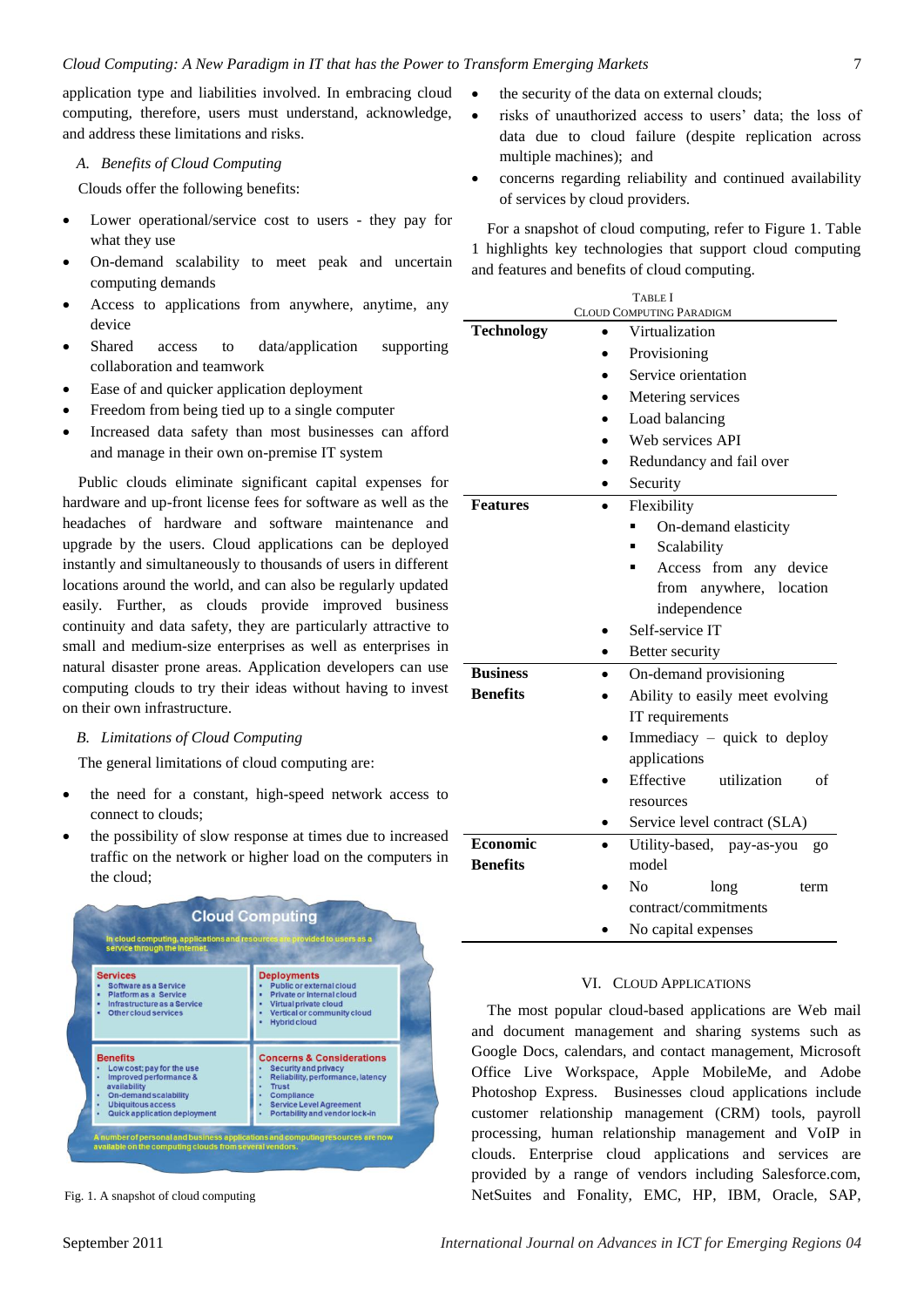application type and liabilities involved. In embracing cloud computing, therefore, users must understand, acknowledge, and address these limitations and risks.

### *A. Benefits of Cloud Computing*

Clouds offer the following benefits:

- Lower operational/service cost to users - they pay for what they use
- On-demand scalability to meet peak and uncertain computing demands
- Access to applications from anywhere, anytime, any device
- Shared access to data/application supporting collaboration and teamwork
- Ease of and quicker application deployment
- Freedom from being tied up to a single computer
- Increased data safety than most businesses can afford and manage in their own on-premise IT system

Public clouds eliminate significant capital expenses for hardware and up-front license fees for software as well as the headaches of hardware and software maintenance and upgrade by the users. Cloud applications can be deployed instantly and simultaneously to thousands of users in different locations around the world, and can also be regularly updated easily. Further, as clouds provide improved business continuity and data safety, they are particularly attractive to small and medium-size enterprises as well as enterprises in natural disaster prone areas. Application developers can use computing clouds to try their ideas without having to invest on their own infrastructure.

### *B. Limitations of Cloud Computing*

The general limitations of cloud computing are:

- the need for a constant, high-speed network access to connect to clouds;
- the possibility of slow response at times due to increased traffic on the network or higher load on the computers in the cloud;
- the security of the data on external clouds;
- risks of unauthorized access to users' data; the loss of data due to cloud failure (despite replication across multiple machines); and
- concerns regarding reliability and continued availability of services by cloud providers.

Fig. 1. A snapshot of cloud computing

For a snapshot of cloud computing, refer to Figure 1. Table 1 highlights key technologies that support cloud computing and features and benefits of cloud computing.

TABLE I
CLOUD COMPUTING PARADIGM

| | |
|---|---|
| **Technology** | • Virtualization<br>• Provisioning<br>• Service orientation<br>• Metering services<br>• Load balancing<br>• Web services API<br>• Redundancy and fail over<br>• Security |
| **Features** | • Flexibility<br>▪ On-demand elasticity<br>▪ Scalability<br>▪ Access from any device from anywhere, location independence<br>• Self-service IT<br>• Better security |
| **Business Benefits** | • On-demand provisioning<br>• Ability to easily meet evolving IT requirements<br>• Immediacy – quick to deploy applications<br>• Effective utilization of resources<br>• Service level contract (SLA) |
| **Economic Benefits** | • Utility-based, pay-as-you go model<br>• No long term contract/commitments<br>• No capital expenses |

## VI. CLOUD APPLICATIONS

The most popular cloud-based applications are Web mail and document management and sharing systems such as Google Docs, calendars, and contact management, Microsoft Office Live Workspace, Apple MobileMe, and Adobe Photoshop Express. Businesses cloud applications include customer relationship management (CRM) tools, payroll processing, human relationship management and VoIP in clouds. Enterprise cloud applications and services are provided by a range of vendors including Salesforce.com, NetSuites and Fonality, EMC, HP, IBM, Oracle, SAP,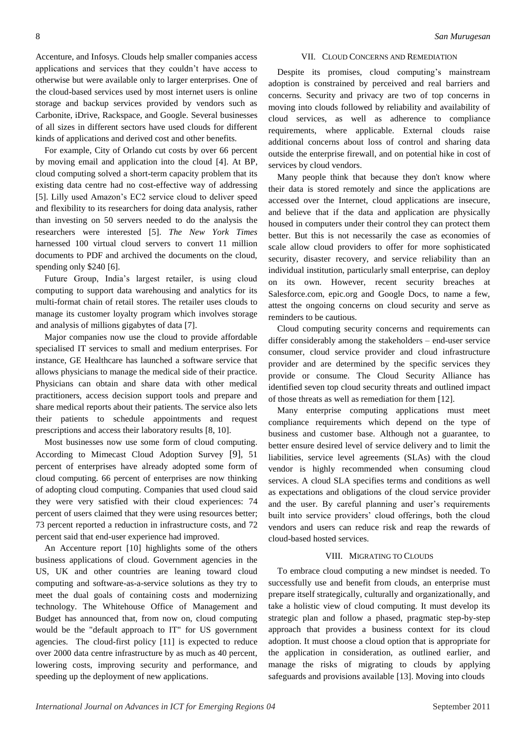Accenture, and Infosys. Clouds help smaller companies access applications and services that they couldn't have access to otherwise but were available only to larger enterprises. One of the cloud-based services used by most internet users is online storage and backup services provided by vendors such as Carbonite, iDrive, Rackspace, and Google. Several businesses of all sizes in different sectors have used clouds for different kinds of applications and derived cost and other benefits.

For example, City of Orlando cut costs by over 66 percent by moving email and application into the cloud [4]. At BP, cloud computing solved a short-term capacity problem that its existing data centre had no cost-effective way of addressing [5]. Lilly used Amazon's EC2 service cloud to deliver speed and flexibility to its researchers for doing data analysis, rather than investing on 50 servers needed to do the analysis the researchers were interested [5]. *The New York Times* harnessed 100 virtual cloud servers to convert 11 million documents to PDF and archived the documents on the cloud, spending only $240 [6].

Future Group, India's largest retailer, is using cloud computing to support data warehousing and analytics for its multi-format chain of retail stores. The retailer uses clouds to manage its customer loyalty program which involves storage and analysis of millions gigabytes of data [7].

Major companies now use the cloud to provide affordable specialised IT services to small and medium enterprises. For instance, GE Healthcare has launched a software service that allows physicians to manage the medical side of their practice. Physicians can obtain and share data with other medical practitioners, access decision support tools and prepare and share medical reports about their patients. The service also lets their patients to schedule appointments and request prescriptions and access their laboratory results [8, 10].

Most businesses now use some form of cloud computing. According to Mimecast Cloud Adoption Survey [9], 51 percent of enterprises have already adopted some form of cloud computing. 66 percent of enterprises are now thinking of adopting cloud computing. Companies that used cloud said they were very satisfied with their cloud experiences: 74 percent of users claimed that they were using resources better; 73 percent reported a reduction in infrastructure costs, and 72 percent said that end-user experience had improved.

An Accenture report [10] highlights some of the others business applications of cloud. Government agencies in the US, UK and other countries are leaning toward cloud computing and software-as-a-service solutions as they try to meet the dual goals of containing costs and modernizing technology. The Whitehouse Office of Management and Budget has announced that, from now on, cloud computing would be the "default approach to IT" for US government agencies. The cloud-first policy [11] is expected to reduce over 2000 data centre infrastructure by as much as 40 percent, lowering costs, improving security and performance, and speeding up the deployment of new applications.

## VII. Cloud Concerns and Remediation

Despite its promises, cloud computing's mainstream adoption is constrained by perceived and real barriers and concerns. Security and privacy are two of top concerns in moving into clouds followed by reliability and availability of cloud services, as well as adherence to compliance requirements, where applicable. External clouds raise additional concerns about loss of control and sharing data outside the enterprise firewall, and on potential hike in cost of services by cloud vendors.

Many people think that because they don't know where their data is stored remotely and since the applications are accessed over the Internet, cloud applications are insecure, and believe that if the data and application are physically housed in computers under their control they can protect them better. But this is not necessarily the case as economies of scale allow cloud providers to offer for more sophisticated security, disaster recovery, and service reliability than an individual institution, particularly small enterprise, can deploy on its own. However, recent security breaches at Salesforce.com, epic.org and Google Docs, to name a few, attest the ongoing concerns on cloud security and serve as reminders to be cautious.

Cloud computing security concerns and requirements can differ considerably among the stakeholders – end-user service consumer, cloud service provider and cloud infrastructure provider and are determined by the specific services they provide or consume. The Cloud Security Alliance has identified seven top cloud security threats and outlined impact of those threats as well as remediation for them [12].

Many enterprise computing applications must meet compliance requirements which depend on the type of business and customer base. Although not a guarantee, to better ensure desired level of service delivery and to limit the liabilities, service level agreements (SLAs) with the cloud vendor is highly recommended when consuming cloud services. A cloud SLA specifies terms and conditions as well as expectations and obligations of the cloud service provider and the user. By careful planning and user's requirements built into service providers' cloud offerings, both the cloud vendors and users can reduce risk and reap the rewards of cloud-based hosted services.

## VIII. Migrating to Clouds

To embrace cloud computing a new mindset is needed. To successfully use and benefit from clouds, an enterprise must prepare itself strategically, culturally and organizationally, and take a holistic view of cloud computing. It must develop its strategic plan and follow a phased, pragmatic step-by-step approach that provides a business context for its cloud adoption. It must choose a cloud option that is appropriate for the application in consideration, as outlined earlier, and manage the risks of migrating to clouds by applying safeguards and provisions available [13]. Moving into clouds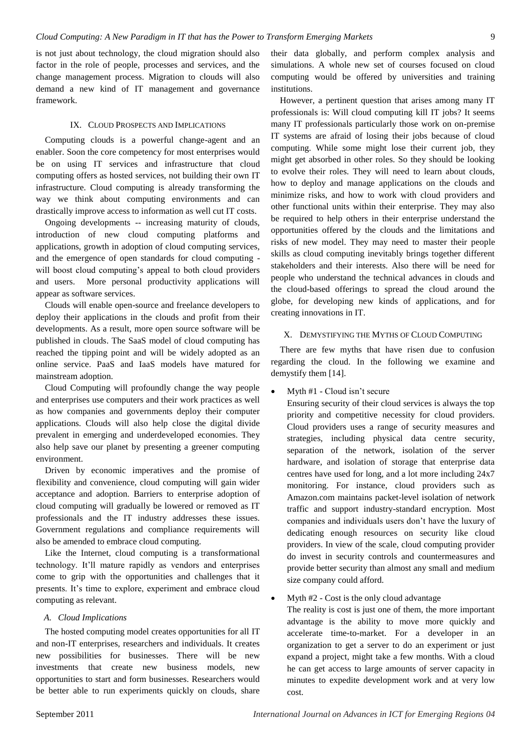is not just about technology, the cloud migration should also factor in the role of people, processes and services, and the change management process. Migration to clouds will also demand a new kind of IT management and governance framework.

## IX. Cloud Prospects and Implications

Computing clouds is a powerful change-agent and an enabler. Soon the core competency for most enterprises would be on using IT services and infrastructure that cloud computing offers as hosted services, not building their own IT infrastructure. Cloud computing is already transforming the way we think about computing environments and can drastically improve access to information as well cut IT costs.

Ongoing developments -- increasing maturity of clouds, introduction of new cloud computing platforms and applications, growth in adoption of cloud computing services, and the emergence of open standards for cloud computing - will boost cloud computing's appeal to both cloud providers and users. More personal productivity applications will appear as software services.

Clouds will enable open-source and freelance developers to deploy their applications in the clouds and profit from their developments. As a result, more open source software will be published in clouds. The SaaS model of cloud computing has reached the tipping point and will be widely adopted as an online service. PaaS and IaaS models have matured for mainstream adoption.

Cloud Computing will profoundly change the way people and enterprises use computers and their work practices as well as how companies and governments deploy their computer applications. Clouds will also help close the digital divide prevalent in emerging and underdeveloped economies. They also help save our planet by presenting a greener computing environment.

Driven by economic imperatives and the promise of flexibility and convenience, cloud computing will gain wider acceptance and adoption. Barriers to enterprise adoption of cloud computing will gradually be lowered or removed as IT professionals and the IT industry addresses these issues. Government regulations and compliance requirements will also be amended to embrace cloud computing.

Like the Internet, cloud computing is a transformational technology. It'll mature rapidly as vendors and enterprises come to grip with the opportunities and challenges that it presents. It's time to explore, experiment and embrace cloud computing as relevant.

### A. Cloud Implications

The hosted computing model creates opportunities for all IT and non-IT enterprises, researchers and individuals. It creates new possibilities for businesses. There will be new investments that create new business models, new opportunities to start and form businesses. Researchers would be better able to run experiments quickly on clouds, share their data globally, and perform complex analysis and simulations. A whole new set of courses focused on cloud computing would be offered by universities and training institutions.

However, a pertinent question that arises among many IT professionals is: Will cloud computing kill IT jobs? It seems many IT professionals particularly those work on on-premise IT systems are afraid of losing their jobs because of cloud computing. While some might lose their current job, they might get absorbed in other roles. So they should be looking to evolve their roles. They will need to learn about clouds, how to deploy and manage applications on the clouds and minimize risks, and how to work with cloud providers and other functional units within their enterprise. They may also be required to help others in their enterprise understand the opportunities offered by the clouds and the limitations and risks of new model. They may need to master their people skills as cloud computing inevitably brings together different stakeholders and their interests. Also there will be need for people who understand the technical advances in clouds and the cloud-based offerings to spread the cloud around the globe, for developing new kinds of applications, and for creating innovations in IT.

## X. Demystifying the Myths of Cloud Computing

There are few myths that have risen due to confusion regarding the cloud. In the following we examine and demystify them [14].

- Myth #1 - Cloud isn't secure

  Ensuring security of their cloud services is always the top priority and competitive necessity for cloud providers. Cloud providers uses a range of security measures and strategies, including physical data centre security, separation of the network, isolation of the server hardware, and isolation of storage that enterprise data centres have used for long, and a lot more including 24x7 monitoring. For instance, cloud providers such as Amazon.com maintains packet-level isolation of network traffic and support industry-standard encryption. Most companies and individuals users don't have the luxury of dedicating enough resources on security like cloud providers. In view of the scale, cloud computing provider do invest in security controls and countermeasures and provide better security than almost any small and medium size company could afford.

- Myth #2 - Cost is the only cloud advantage

  The reality is cost is just one of them, the more important advantage is the ability to move more quickly and accelerate time-to-market. For a developer in an organization to get a server to do an experiment or just expand a project, might take a few months. With a cloud he can get access to large amounts of server capacity in minutes to expedite development work and at very low cost.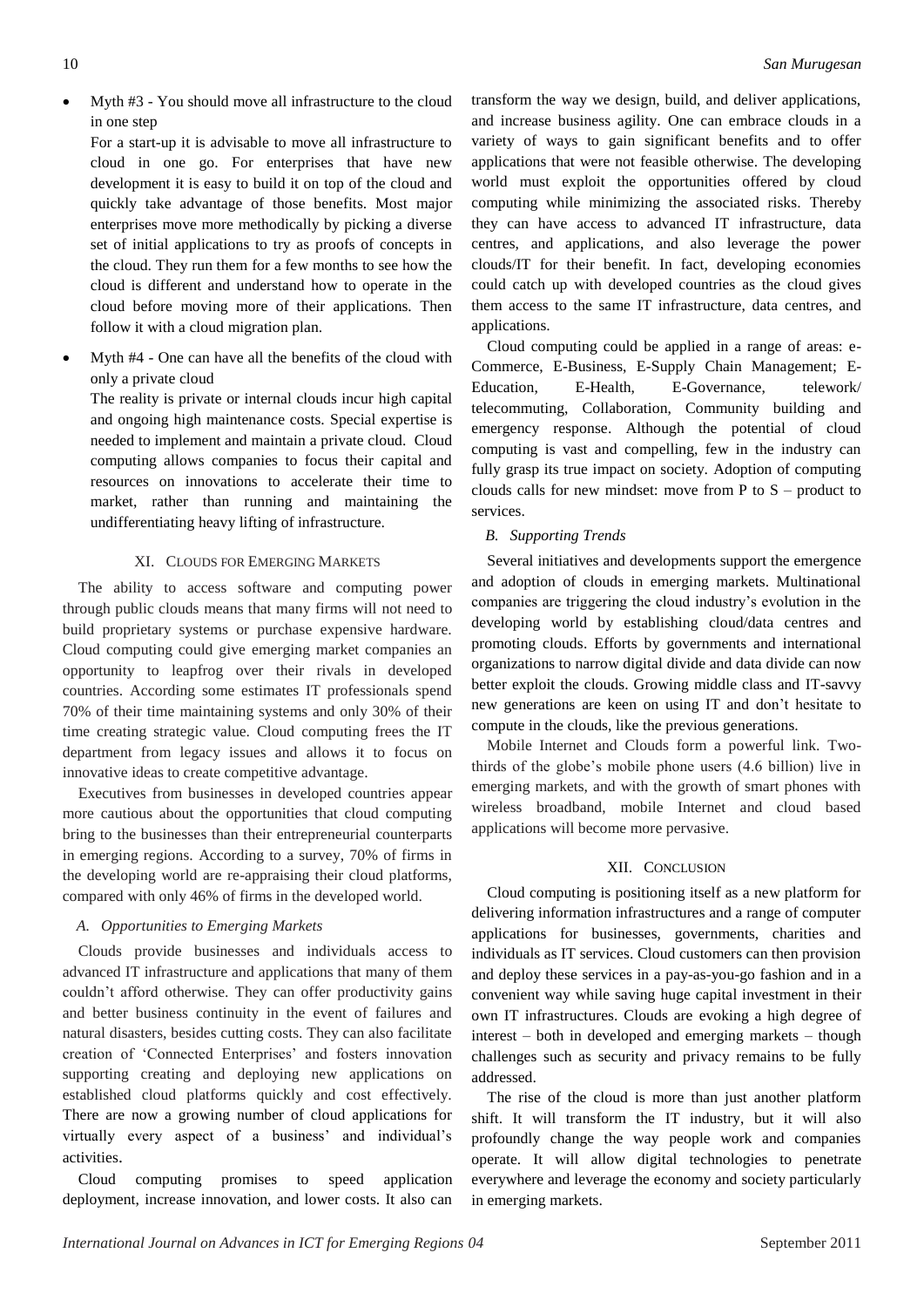- Myth #3 - You should move all infrastructure to the cloud in one step

  For a start-up it is advisable to move all infrastructure to cloud in one go. For enterprises that have new development it is easy to build it on top of the cloud and quickly take advantage of those benefits. Most major enterprises move more methodically by picking a diverse set of initial applications to try as proofs of concepts in the cloud. They run them for a few months to see how the cloud is different and understand how to operate in the cloud before moving more of their applications. Then follow it with a cloud migration plan.

- Myth #4 - One can have all the benefits of the cloud with only a private cloud

  The reality is private or internal clouds incur high capital and ongoing high maintenance costs. Special expertise is needed to implement and maintain a private cloud. Cloud computing allows companies to focus their capital and resources on innovations to accelerate their time to market, rather than running and maintaining the undifferentiating heavy lifting of infrastructure.

## XI. Clouds for Emerging Markets

The ability to access software and computing power through public clouds means that many firms will not need to build proprietary systems or purchase expensive hardware. Cloud computing could give emerging market companies an opportunity to leapfrog over their rivals in developed countries. According some estimates IT professionals spend 70% of their time maintaining systems and only 30% of their time creating strategic value. Cloud computing frees the IT department from legacy issues and allows it to focus on innovative ideas to create competitive advantage.

Executives from businesses in developed countries appear more cautious about the opportunities that cloud computing bring to the businesses than their entrepreneurial counterparts in emerging regions. According to a survey, 70% of firms in the developing world are re-appraising their cloud platforms, compared with only 46% of firms in the developed world.

### *A. Opportunities to Emerging Markets*

Clouds provide businesses and individuals access to advanced IT infrastructure and applications that many of them couldn't afford otherwise. They can offer productivity gains and better business continuity in the event of failures and natural disasters, besides cutting costs. They can also facilitate creation of 'Connected Enterprises' and fosters innovation supporting creating and deploying new applications on established cloud platforms quickly and cost effectively. There are now a growing number of cloud applications for virtually every aspect of a business' and individual's activities.

Cloud computing promises to speed application deployment, increase innovation, and lower costs. It also can transform the way we design, build, and deliver applications, and increase business agility. One can embrace clouds in a variety of ways to gain significant benefits and to offer applications that were not feasible otherwise. The developing world must exploit the opportunities offered by cloud computing while minimizing the associated risks. Thereby they can have access to advanced IT infrastructure, data centres, and applications, and also leverage the power clouds/IT for their benefit. In fact, developing economies could catch up with developed countries as the cloud gives them access to the same IT infrastructure, data centres, and applications.

Cloud computing could be applied in a range of areas: e-Commerce, E-Business, E-Supply Chain Management; E-Education, E-Health, E-Governance, telework/ telecommuting, Collaboration, Community building and emergency response. Although the potential of cloud computing is vast and compelling, few in the industry can fully grasp its true impact on society. Adoption of computing clouds calls for new mindset: move from P to S – product to services.

### *B. Supporting Trends*

Several initiatives and developments support the emergence and adoption of clouds in emerging markets. Multinational companies are triggering the cloud industry's evolution in the developing world by establishing cloud/data centres and promoting clouds. Efforts by governments and international organizations to narrow digital divide and data divide can now better exploit the clouds. Growing middle class and IT-savvy new generations are keen on using IT and don't hesitate to compute in the clouds, like the previous generations.

Mobile Internet and Clouds form a powerful link. Two-thirds of the globe's mobile phone users (4.6 billion) live in emerging markets, and with the growth of smart phones with wireless broadband, mobile Internet and cloud based applications will become more pervasive.

## XII. Conclusion

Cloud computing is positioning itself as a new platform for delivering information infrastructures and a range of computer applications for businesses, governments, charities and individuals as IT services. Cloud customers can then provision and deploy these services in a pay-as-you-go fashion and in a convenient way while saving huge capital investment in their own IT infrastructures. Clouds are evoking a high degree of interest – both in developed and emerging markets – though challenges such as security and privacy remains to be fully addressed.

The rise of the cloud is more than just another platform shift. It will transform the IT industry, but it will also profoundly change the way people work and companies operate. It will allow digital technologies to penetrate everywhere and leverage the economy and society particularly in emerging markets.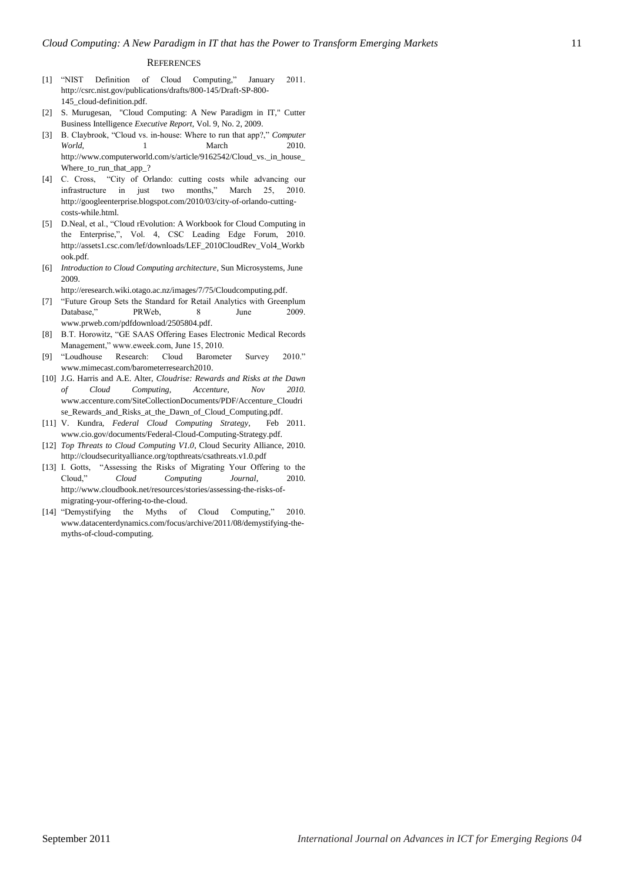## REFERENCES

[1] "NIST Definition of Cloud Computing," January 2011. http://csrc.nist.gov/publications/drafts/800-145/Draft-SP-800-145_cloud-definition.pdf.

[2] S. Murugesan, "Cloud Computing: A New Paradigm in IT," Cutter Business Intelligence *Executive Report*, Vol. 9, No. 2, 2009.

[3] B. Claybrook, "Cloud vs. in-house: Where to run that app?," *Computer World*, 1 March 2010. http://www.computerworld.com/s/article/9162542/Cloud_vs._in_house_Where_to_run_that_app_?

[4] C. Cross, "City of Orlando: cutting costs while advancing our infrastructure in just two months," March 25, 2010. http://googleenterprise.blogspot.com/2010/03/city-of-orlando-cutting-costs-while.html.

[5] D.Neal, et al., "Cloud rEvolution: A Workbook for Cloud Computing in the Enterprise,", Vol. 4, CSC Leading Edge Forum, 2010. http://assets1.csc.com/lef/downloads/LEF_2010CloudRev_Vol4_Workbook.pdf.

[6] *Introduction to Cloud Computing architecture*, Sun Microsystems, June 2009. http://eresearch.wiki.otago.ac.nz/images/7/75/Cloudcomputing.pdf.

[7] "Future Group Sets the Standard for Retail Analytics with Greenplum Database," PRWeb, 8 June 2009. www.prweb.com/pdfdownload/2505804.pdf.

[8] B.T. Horowitz, "GE SAAS Offering Eases Electronic Medical Records Management," www.eweek.com, June 15, 2010.

[9] "Loudhouse Research: Cloud Barometer Survey 2010." www.mimecast.com/barometerresearch2010.

[10] J.G. Harris and A.E. Alter, *Cloudrise: Rewards and Risks at the Dawn of Cloud Computing, Accenture, Nov 2010.* www.accenture.com/SiteCollectionDocuments/PDF/Accenture_Cloudrise_Rewards_and_Risks_at_the_Dawn_of_Cloud_Computing.pdf.

[11] V. Kundra, *Federal Cloud Computing Strategy*, Feb 2011. www.cio.gov/documents/Federal-Cloud-Computing-Strategy.pdf.

[12] *Top Threats to Cloud Computing V1.0*, Cloud Security Alliance, 2010. http://cloudsecurityalliance.org/topthreats/csathreats.v1.0.pdf

[13] I. Gotts, "Assessing the Risks of Migrating Your Offering to the Cloud," *Cloud Computing Journal*, 2010. http://www.cloudbook.net/resources/stories/assessing-the-risks-of-migrating-your-offering-to-the-cloud.

[14] "Demystifying the Myths of Cloud Computing," 2010. www.datacenterdynamics.com/focus/archive/2011/08/demystifying-the-myths-of-cloud-computing.